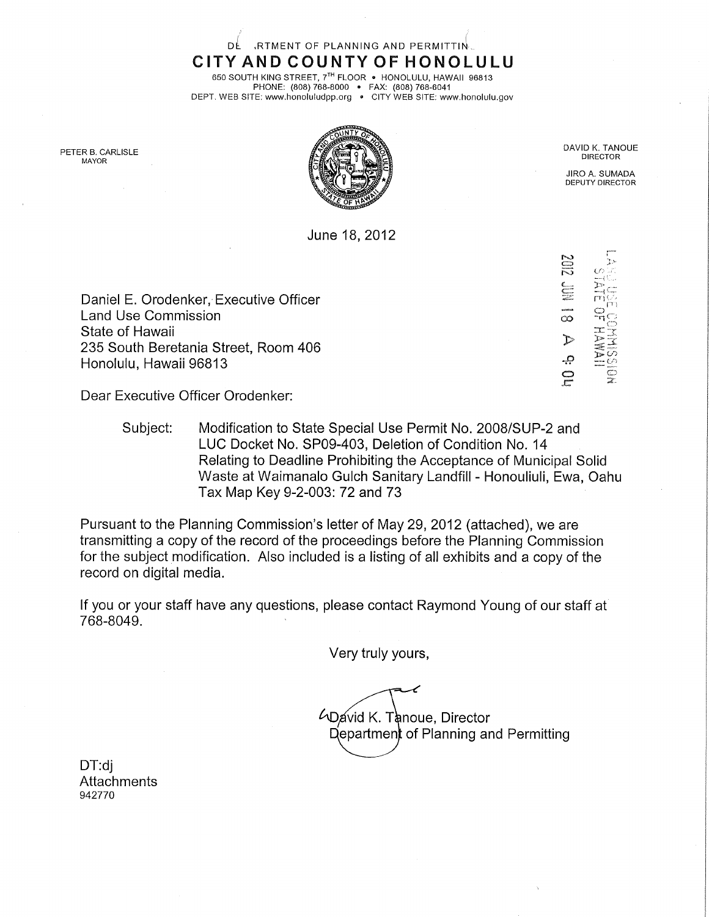DEPARTMENT OF PLANNING AND PERMITTING

# CITY AND COUNTY OF HONOLULU

650 SOUTH KING STREET, 7TH FLOOR • HONOLULU, HAWAII 96813
PHONE: (808) 768-8000 • FAX: (808) 768-6041
DEPT. WEB SITE: www.honoluludpp.org • CITY WEB SITE: www.honolulu.gov

PETER B. CARLISLE
MAYOR

DAVID K. TANOUE
DIRECTOR

JIRO A. SUMADA
DEPUTY DIRECTOR

June 18, 2012

LAND USE COMMISSION
STATE OF HAWAII
2012 JUN 18 A 9:04

Daniel E. Orodenker, Executive Officer
Land Use Commission
State of Hawaii
235 South Beretania Street, Room 406
Honolulu, Hawaii 96813

Dear Executive Officer Orodenker:

Subject: Modification to State Special Use Permit No. 2008/SUP-2 and LUC Docket No. SP09-403, Deletion of Condition No. 14 Relating to Deadline Prohibiting the Acceptance of Municipal Solid Waste at Waimanalo Gulch Sanitary Landfill - Honouliuli, Ewa, Oahu Tax Map Key 9-2-003: 72 and 73

Pursuant to the Planning Commission's letter of May 29, 2012 (attached), we are transmitting a copy of the record of the proceedings before the Planning Commission for the subject modification. Also included is a listing of all exhibits and a copy of the record on digital media.

If you or your staff have any questions, please contact Raymond Young of our staff at 768-8049.

Very truly yours,

David K. Tanoue, Director
Department of Planning and Permitting

DT:dj
Attachments
942770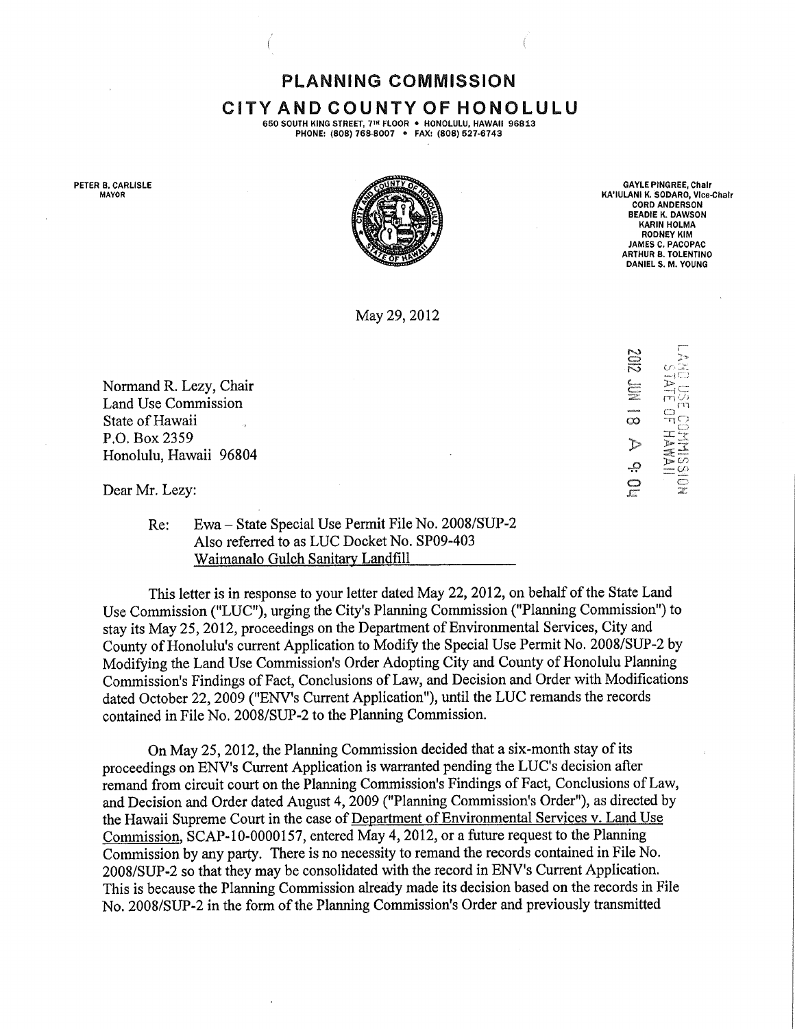# PLANNING COMMISSION

## CITY AND COUNTY OF HONOLULU

650 SOUTH KING STREET, 7TH FLOOR • HONOLULU, HAWAII 96813
PHONE: (808) 768-8007 • FAX: (808) 527-6743

PETER B. CARLISLE
MAYOR

GAYLE PINGREE, Chair
KA'IULANI K. SODARO, Vice-Chair
CORD ANDERSON
BEADIE K. DAWSON
KARIN HOLMA
RODNEY KIM
JAMES C. PACOPAC
ARTHUR B. TOLENTINO
DANIEL S. M. YOUNG

May 29, 2012

LAND USE COMMISSION
STATE OF HAWAII
2012 JUN 18 A 9:04

Normand R. Lezy, Chair
Land Use Commission
State of Hawaii
P.O. Box 2359
Honolulu, Hawaii 96804

Dear Mr. Lezy:

Re: Ewa – State Special Use Permit File No. 2008/SUP-2
Also referred to as LUC Docket No. SP09-403
Waimanalo Gulch Sanitary Landfill

This letter is in response to your letter dated May 22, 2012, on behalf of the State Land Use Commission ("LUC"), urging the City's Planning Commission ("Planning Commission") to stay its May 25, 2012, proceedings on the Department of Environmental Services, City and County of Honolulu's current Application to Modify the Special Use Permit No. 2008/SUP-2 by Modifying the Land Use Commission's Order Adopting City and County of Honolulu Planning Commission's Findings of Fact, Conclusions of Law, and Decision and Order with Modifications dated October 22, 2009 ("ENV's Current Application"), until the LUC remands the records contained in File No. 2008/SUP-2 to the Planning Commission.

On May 25, 2012, the Planning Commission decided that a six-month stay of its proceedings on ENV's Current Application is warranted pending the LUC's decision after remand from circuit court on the Planning Commission's Findings of Fact, Conclusions of Law, and Decision and Order dated August 4, 2009 ("Planning Commission's Order"), as directed by the Hawaii Supreme Court in the case of Department of Environmental Services v. Land Use Commission, SCAP-10-0000157, entered May 4, 2012, or a future request to the Planning Commission by any party. There is no necessity to remand the records contained in File No. 2008/SUP-2 so that they may be consolidated with the record in ENV's Current Application. This is because the Planning Commission already made its decision based on the records in File No. 2008/SUP-2 in the form of the Planning Commission's Order and previously transmitted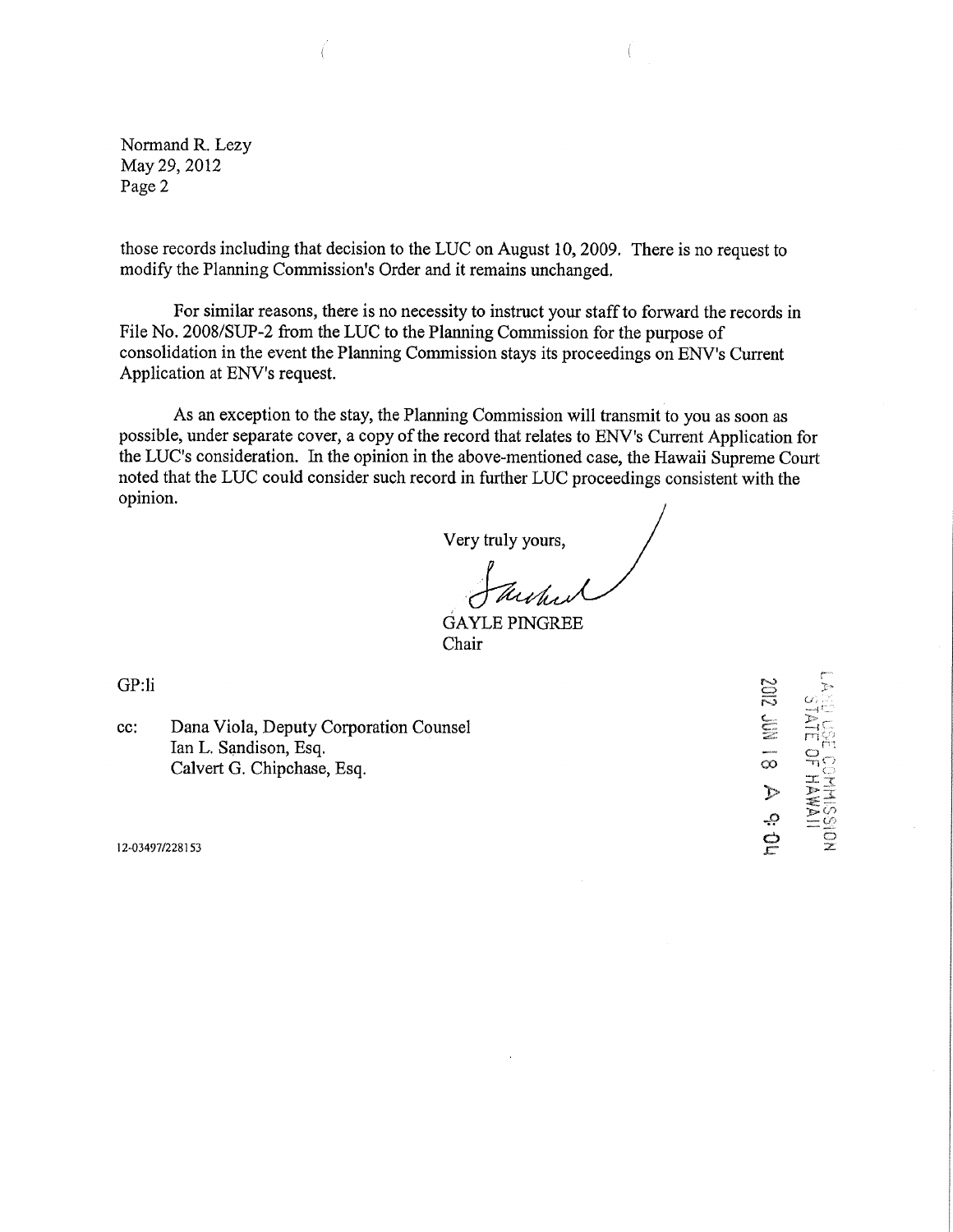Normand R. Lezy
May 29, 2012
Page 2

those records including that decision to the LUC on August 10, 2009. There is no request to modify the Planning Commission's Order and it remains unchanged.

For similar reasons, there is no necessity to instruct your staff to forward the records in File No. 2008/SUP-2 from the LUC to the Planning Commission for the purpose of consolidation in the event the Planning Commission stays its proceedings on ENV's Current Application at ENV's request.

As an exception to the stay, the Planning Commission will transmit to you as soon as possible, under separate cover, a copy of the record that relates to ENV's Current Application for the LUC's consideration. In the opinion in the above-mentioned case, the Hawaii Supreme Court noted that the LUC could consider such record in further LUC proceedings consistent with the opinion.

Very truly yours,

GAYLE PINGREE
Chair

GP:li

cc: Dana Viola, Deputy Corporation Counsel
Ian L. Sandison, Esq.
Calvert G. Chipchase, Esq.

12-03497/228153

LAND USE COMMISSION
STATE OF HAWAII
2012 JUN 18 A 9:04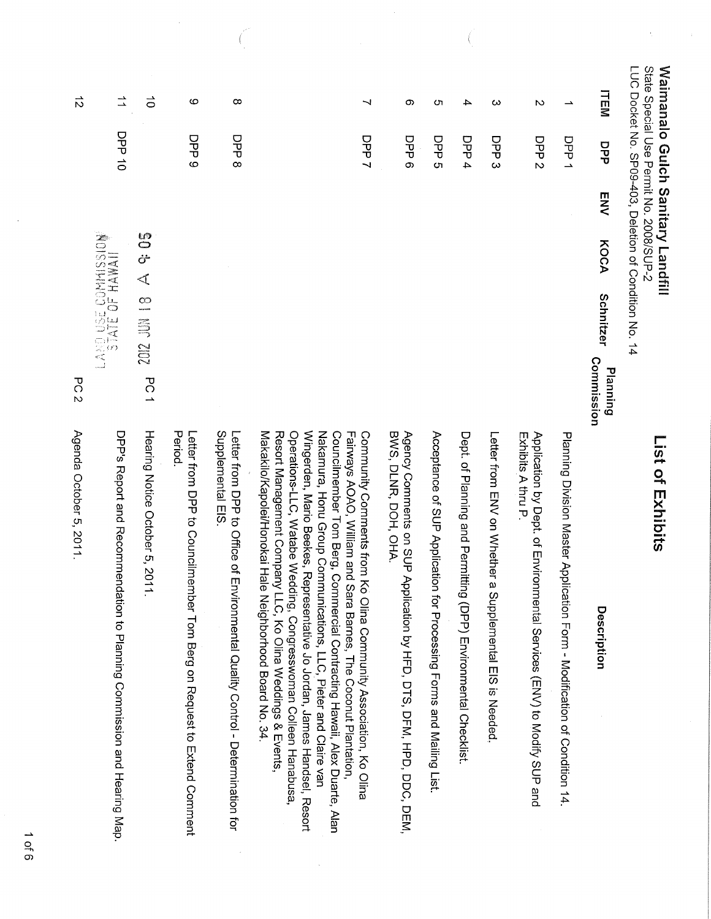**Waimanalo Gulch Sanitary Landfill**
State Special Use Permit No. 2008/SUP-2
LUC Docket No. SP09-403, Deletion of Condition No. 14

# List of Exhibits

| ITEM | DPP | ENV | KOCA | Schnitzer | Planning Commission | Description |
|---|---|---|---|---|---|---|
| 1 | DPP 1 | | | | | Planning Division Master Application Form - Modification of Condition 14. |
| 2 | DPP 2 | | | | | Application by Dept. of Environmental Services (ENV) to Modify SUP and Exhibits A thru P. |
| 3 | DPP 3 | | | | | Letter from ENV on Whether a Supplemental EIS is Needed. |
| 4 | DPP 4 | | | | | Dept. of Planning and Permitting (DPP) Environmental Checklist. |
| 5 | DPP 5 | | | | | Acceptance of SUP Application for Processing Forms and Mailing List. |
| 6 | DPP 6 | | | | | Agency Comments on SUP Application by HFD, DTS, DFM, HPD, DDC, DEM, BWS, DLNR, DOH, OHA. |
| 7 | DPP 7 | | | | | Community Comments from Ko Olina Community Association, Ko Olina Fairways AOAO, William and Sara Barnes, The Coconut Plantation, Councilmember Tom Berg, Commercial Contracting Hawaii, Alex Duarte, Alan Nakamura, Honu Group Communications, LLC, Pieter and Claire van Wingerden, Mario Beekes, Representative Jo Jordan, James Handsel, Resort Operations-LLC, Watabe Wedding, Congresswoman Colleen Hanabusa, Resort Management Company LLC, Ko Olina Weddings & Events, Makakilo/Kapolei/Honokai Hale Neighborhood Board No. 34. |
| 8 | DPP 8 | | | | | Letter from DPP to Office of Environmental Quality Control - Determination for Supplemental EIS. |
| 9 | DPP 9 | | | | | Letter from DPP to Councilmember Tom Berg on Request to Extend Comment Period. |
| 10 | | | | | PC 1 | Hearing Notice October 5, 2011. |
| 11 | DPP 10 | | | | | DPP's Report and Recommendation to Planning Commission and Hearing Map. |
| 12 | | | | | PC 2 | Agenda October 5, 2011. |

LAND USE COMMISSION
STATE OF HAWAII
2012 JUN 18 A 8:05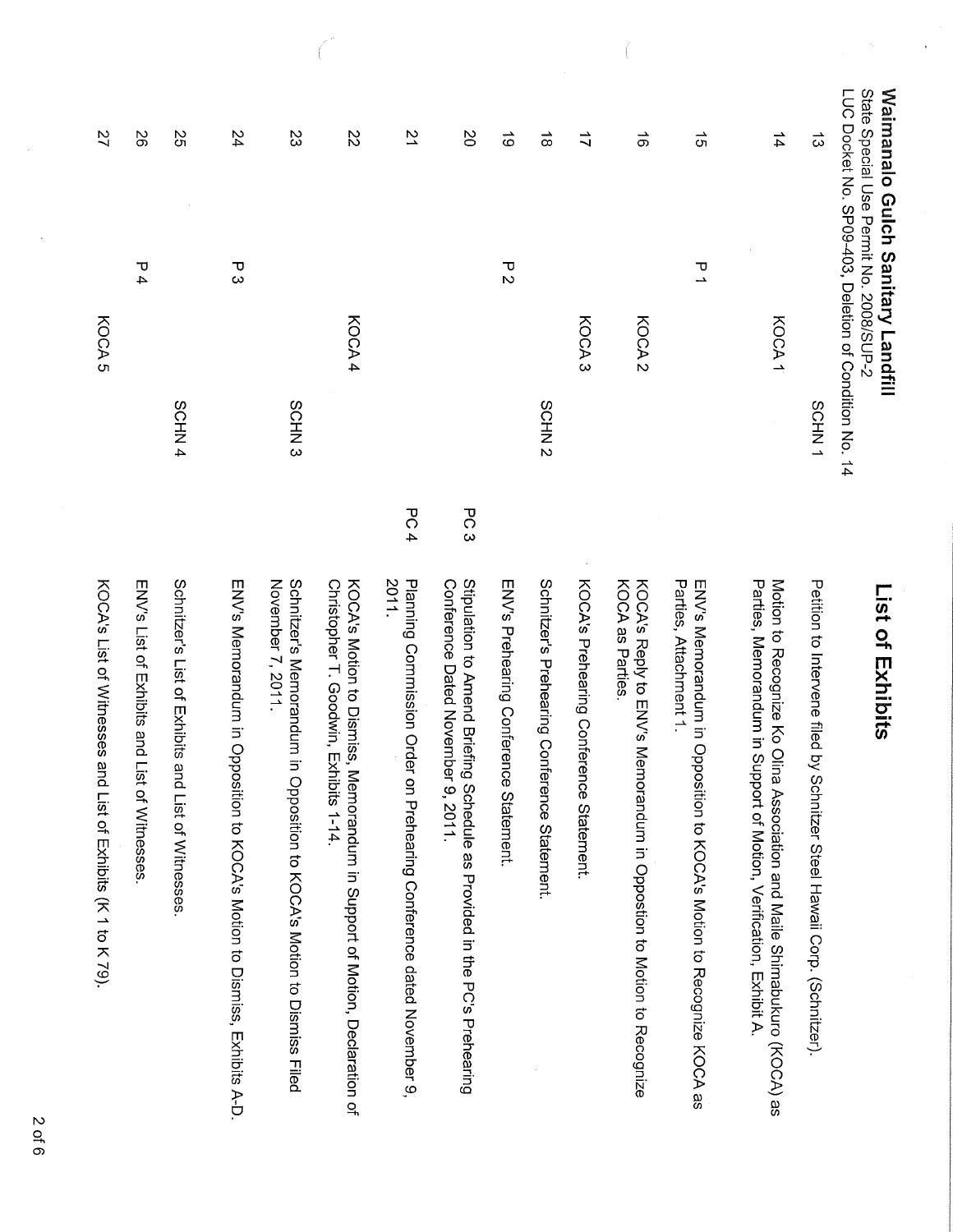**Waimanalo Gulch Sanitary Landfill**
State Special Use Permit No. 2008/SUP-2
LUC Docket No. SP09-403, Deletion of Condition No. 14

## List of Exhibits

| | | | | | |
|---|---|---|---|---|---|
| 13 | | | SCHN 1 | | Petition to Intervene filed by Schnitzer Steel Hawaii Corp. (Schnitzer). |
| 14 | | KOCA 1 | | | Motion to Recognize Ko Olina Association and Maile Shimabukuro (KOCA) as Parties, Memorandum in Support of Motion, Verification, Exhibit A. |
| 15 | P 1 | | | | ENV's Memorandum in Opposition to KOCA's Motion to Recognize KOCA as Parties, Attachment 1. |
| 16 | | KOCA 2 | | | KOCA's Reply to ENV's Memorandum in Oppostion to Motion to Recognize KOCA as Parties. |
| 17 | | KOCA 3 | | | KOCA's Prehearing Conference Statement. |
| 18 | | | SCHN 2 | | Schnitzer's Prehearing Conference Statement. |
| 19 | P 2 | | | | ENV's Prehearing Conference Statement. |
| 20 | | | | PC 3 | Stipulation to Amend Briefing Schedule as Provided in the PC's Prehearing Conference Dated November 9, 2011. |
| 21 | | | | PC 4 | Planning Commission Order on Prehearing Conference dated November 9, 2011. |
| 22 | | KOCA 4 | | | KOCA's Motion to Dismiss, Memorandum in Support of Motion, Declaration of Christopher T. Goodwin, Exhibits 1-14. |
| 23 | | | SCHN 3 | | Schnitzer's Memorandum in Opposition to KOCA's Motion to Dismiss Filed November 7, 2011. |
| 24 | P 3 | | | | ENV's Memorandum in Opposition to KOCA's Motion to Dismiss, Exhibits A-D. |
| 25 | | | SCHN 4 | | Schnitzer's List of Exhibits and List of Witnesses. |
| 26 | P 4 | | | | ENV's List of Exhibits and List of Witnesses. |
| 27 | | KOCA 5 | | | KOCA's List of Witnesses and List of Exhibits (K 1 to K 79). |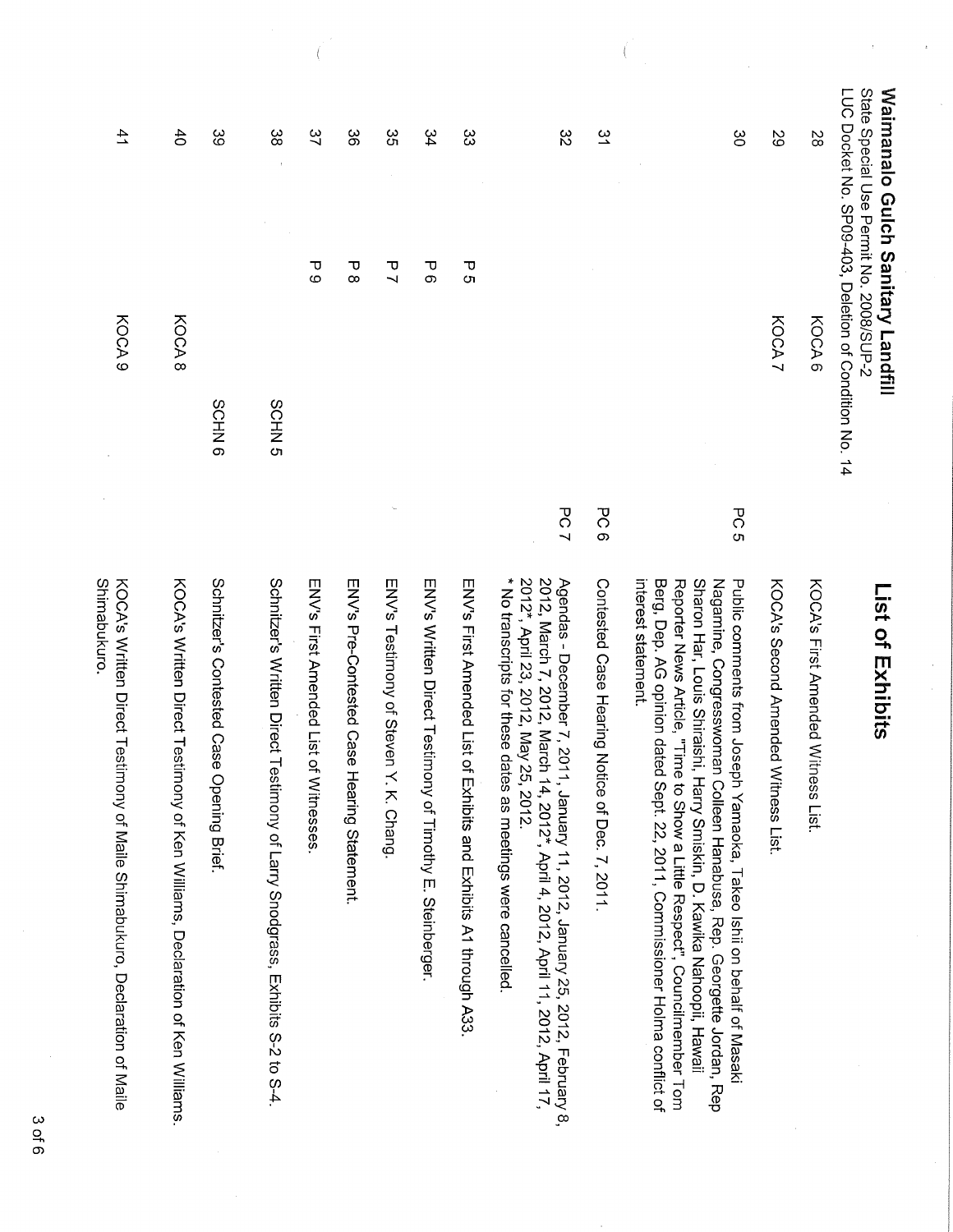**Waimanalo Gulch Sanitary Landfill**
State Special Use Permit No. 2008/SUP-2
LUC Docket No. SP09-403, Deletion of Condition No. 14

# List of Exhibits

| | | | | | |
|---|---|---|---|---|---|
| 28 | | KOCA 6 | | | KOCA's First Amended Witness List. |
| 29 | | KOCA 7 | | | KOCA's Second Amended Witness List. |
| 30 | | | | PC 5 | Public comments from Joseph Yamaoka, Takeo Ishii on behalf of Masaki Nagamine, Congresswoman Colleen Hanabusa, Rep. Georgette Jordan, Rep Sharon Har, Louis Shiraishi, Harry Smiskin, D. Kawika Nahoopii, Hawaii Reporter News Article, "Time to Show a Little Respect", Councilmember Tom Berg, Dep. AG opinion dated Sept. 22, 2011, Commissioner Holma conflict of interest statement. |
| 31 | | | | PC 6 | Contested Case Hearing Notice of Dec. 7, 2011. |
| 32 | | | | PC 7 | Agendas - December 7, 2011, January 11, 2012, January 25, 2012, February 8, 2012, March 7, 2012, March 14, 2012*, April 4, 2012, April 11, 2012, April 17, 2012*, April 23, 2012, May 25, 2012.<br>* No transcripts for these dates as meetings were cancelled. |
| 33 | P 5 | | | | ENV's First Amended List of Exhibits and Exhibits A1 through A33. |
| 34 | P 6 | | | | ENV's Written Direct Testimony of Timothy E. Steinberger. |
| 35 | P 7 | | | | ENV's Testimony of Steven Y. K. Chang. |
| 36 | P 8 | | | | ENV's Pre-Contested Case Hearing Statement. |
| 37 | P 9 | | | | ENV's First Amended List of Witnesses. |
| 38 | | | SCHN 5 | | Schnitzer's Written Direct Testimony of Larry Snodgrass, Exhibits S-2 to S-4. |
| 39 | | | SCHN 6 | | Schnitzer's Contested Case Opening Brief. |
| 40 | | KOCA 8 | | | KOCA's Written Direct Testimony of Ken Williams, Declaration of Ken Williams. |
| 41 | | KOCA 9 | | | KOCA's Written Direct Testimony of Maile Shimabukuro, Declaration of Maile Shimabukuro. |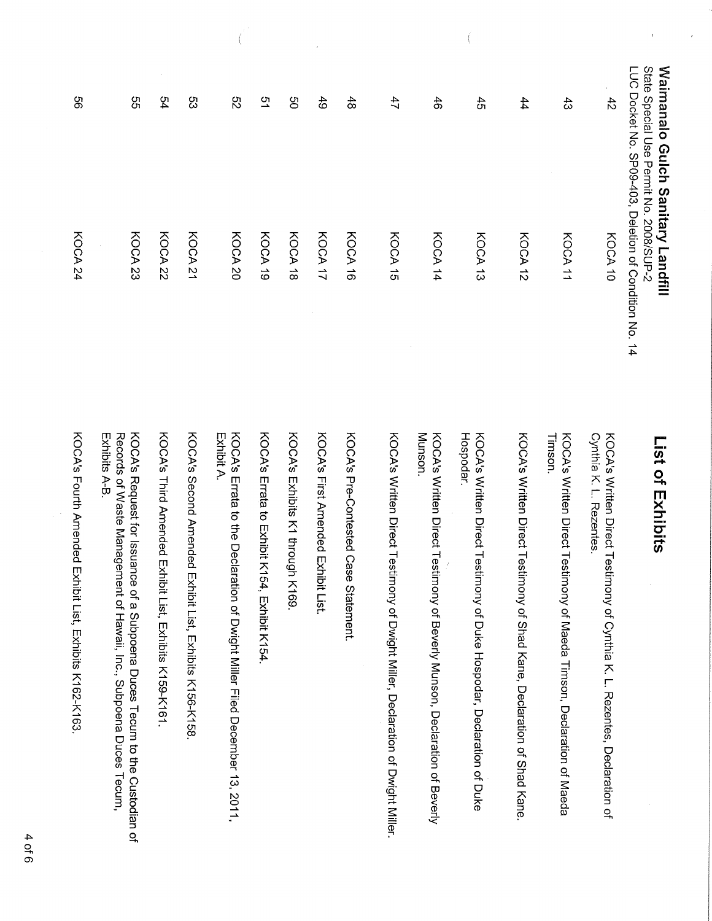**Waimanalo Gulch Sanitary Landfill**
State Special Use Permit No. 2008/SUP-2
LUC Docket No. SP09-403, Deletion of Condition No. 14

## List of Exhibits

| | | |
|---|---|---|
| 42 | KOCA 10 | KOCA's Written Direct Testimony of Cynthia K. L. Rezentes, Declaration of Cynthia K. L. Rezentes. |
| 43 | KOCA 11 | KOCA's Written Direct Testimony of Maeda Timson, Declaration of Maeda Timson. |
| 44 | KOCA 12 | KOCA's Written Direct Testimony of Shad Kane, Declaration of Shad Kane. |
| 45 | KOCA 13 | KOCA's Written Direct Testimony of Duke Hospodar, Declaration of Duke Hospodar. |
| 46 | KOCA 14 | KOCA's Written Direct Testimony of Beverly Munson, Declaration of Beverly Munson. |
| 47 | KOCA 15 | KOCA's Written Direct Testimony of Dwight Miller, Declaration of Dwight Miller. |
| 48 | KOCA 16 | KOCA's Pre-Contested Case Statement. |
| 49 | KOCA 17 | KOCA's First Amended Exhibit List. |
| 50 | KOCA 18 | KOCA's Exhibits K1 through K169. |
| 51 | KOCA 19 | KOCA's Errata to Exhibit K154, Exhibit K154. |
| 52 | KOCA 20 | KOCA's Errata to the Declaration of Dwight Miller Filed December 13, 2011, Exhibit A. |
| 53 | KOCA 21 | KOCA's Second Amended Exhibit List, Exhibits K156-K158. |
| 54 | KOCA 22 | KOCA's Third Amended Exhibit List, Exhibits K159-K161. |
| 55 | KOCA 23 | KOCA's Request for Issuance of a Subpoena Duces Tecum to the Custodian of Records of Waste Management of Hawaii, Inc., Subpoena Duces Tecum, Exhibits A-B. |
| 56 | KOCA 24 | KOCA's Fourth Amended Exhibit List, Exhibits K162-K163. |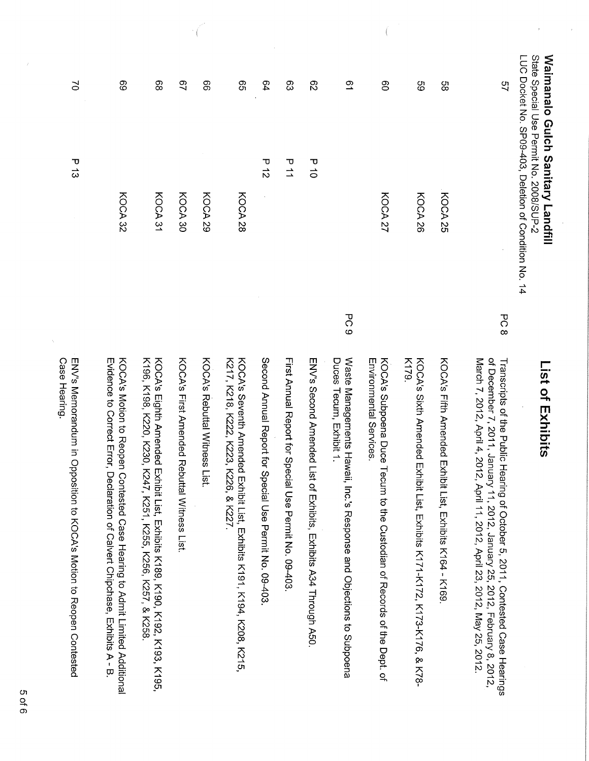**Waimanalo Gulch Sanitary Landfill**
State Special Use Permit No. 2008/SUP-2
LUC Docket No. SP09-403, Deletion of Condition No. 14

## List of Exhibits

| | | | | |
|---|---|---|---|---|
| 57 | | | PC 8 | Transcripts of the Public Hearing of October 5, 2011, Contested Case Hearings of December 7, 2011, January 11, 2012, January 25, 2012, February 8, 2012, March 7, 2012, April 4, 2012, April 11, 2012, April 23, 2012, May 25, 2012. |
| 58 | | KOCA 25 | | KOCA's Fifth Amended Exhibit List, Exhibits K164 - K169. |
| 59 | | KOCA 26 | | KOCA's Sixth Amended Exhibit List, Exhibits K171-K172, K173-K176, & K78-K179. |
| 60 | | KOCA 27 | | KOCA's Subpoena Duce Tecum to the Custodian of Records of the Dept. of Environmental Services. |
| 61 | | | PC 9 | Waste Managements Hawaii, Inc.'s Response and Objections to Subpoena Duces Tecum, Exhibit 1. |
| 62 | P 10 | | | ENV's Second Amended List of Exhibits, Exhibits A34 Through A50. |
| 63 | P 11 | | | First Annual Report for Special Use Permit No. 09-403. |
| 64 | P 12 | | | Second Annual Report for Special Use Permit No. 09-403. |
| 65 | | KOCA 28 | | KOCA's Seventh Amended Exhibit List, Exhibits K191, K194, K208, K215, K217, K218, K222, K223, K226, & K227. |
| 66 | | KOCA 29 | | KOCA's Rebuttal Witness List. |
| 67 | | KOCA 30 | | KOCA's First Amended Rebuttal Witness List. |
| 68 | | KOCA 31 | | KOCA's Eighth Amended Exhibit List, Exhibits K189, K190, K192, K193, K195, K196, K198, K220, K230, K247, K251, K255, K256, K257, & K258. |
| 69 | | KOCA 32 | | KOCA's Motion to Reopen Contested Case Hearing to Admit Limited Additional Evidence to Correct Error, Declaration of Calvert Chipchase, Exhibits A - B. |
| 70 | P 13 | | | ENV's Memorandum in Opposition to KOCA's Motion to Reopen Contested Case Hearing. |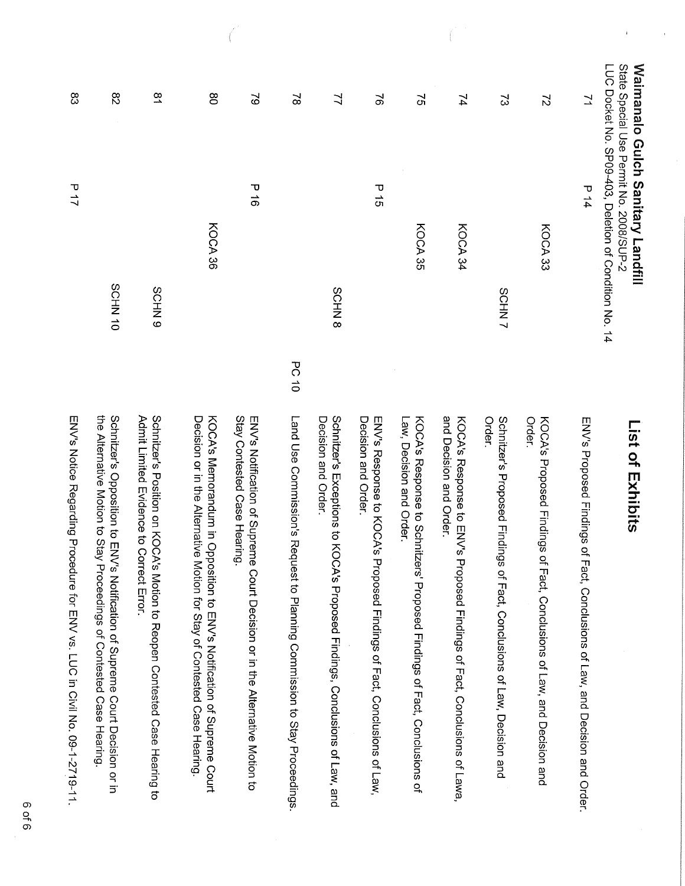**Waimanalo Gulch Sanitary Landfill**
State Special Use Permit No. 2008/SUP-2
LUC Docket No. SP09-403, Deletion of Condition No. 14

## List of Exhibits

| | | | | | |
|---|---|---|---|---|---|
| 71 | P 14 | | | | ENV's Proposed Findings of Fact, Conclusions of Law, and Decision and Order. |
| 72 | | KOCA 33 | | | KOCA's Proposed Findings of Fact, Conclusions of Law, and Decision and Order. |
| 73 | | | SCHN 7 | | Schnitzer's Proposed Findings of Fact, Conclusions of Law, Decision and Order. |
| 74 | | KOCA 34 | | | KOCA's Response to ENV's Proposed Findings of Fact, Conclusions of Lawa, and Decision and Order. |
| 75 | | KOCA 35 | | | KOCA's Response to Schnitzers' Proposed Findings of Fact, Conclusions of Law, Decision and Order. |
| 76 | P 15 | | | | ENV's Response to KOCA's Proposed Findings of Fact, Conclusions of Law, Decision and Order. |
| 77 | | | SCHN 8 | | Schnitzer's Exceptions to KOCA's Proposed Findings, Conclusions of Law, and Decision and Order. |
| 78 | | | | PC 10 | Land Use Commission's Request to Planning Commission to Stay Proceedings. |
| 79 | P 16 | | | | ENV's Notification of Supreme Court Decision or in the Alternative Motion to Stay Contested Case Hearing. |
| 80 | | KOCA 36 | | | KOCA's Memorandum in Opposition to ENV's Notification of Supreme Court Decision or in the Alternative Motion for Stay of Contested Case Hearing. |
| 81 | | | SCHN 9 | | Schnitzer's Position on KOCA's Motion to Reopen Contested Case Hearing to Admit Limited Evidence to Correct Error. |
| 82 | | | SCHN 10 | | Schnitzer's Opposition to ENV's Notification of Supreme Court Decision or in the Alternative Motion to Stay Proceedings of Contested Case Hearing. |
| 83 | P 17 | | | | ENV's Notice Regarding Procedure for ENV vs. LUC in Civil No. 09-1-2719-11. |